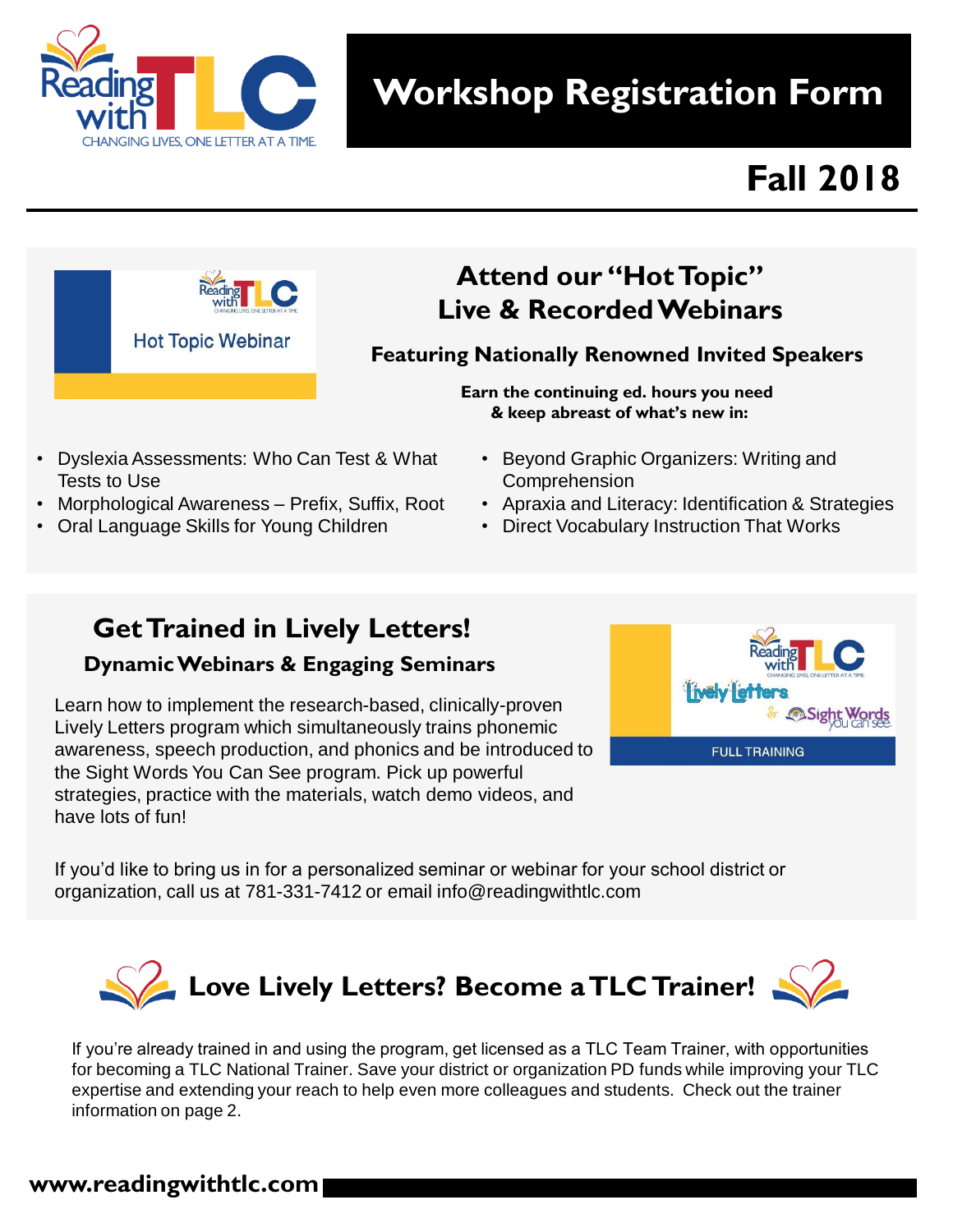# Workshop Registration Form

## Fall 2018

Hot Topic Webinar

## Attend our "Hot Topic" Live & Recorded Webinars

**Featuring Nationally Renowned Invited Speakers**

**Earn the continuing ed. hours you need & keep abreast of what's new in:**

- Dyslexia Assessments: Who Can Test & What Tests to Use
- Morphological Awareness – Prefix, Suffix, Root
- Oral Language Skills for Young Children
- Beyond Graphic Organizers: Writing and Comprehension
- Apraxia and Literacy: Identification & Strategies
- Direct Vocabulary Instruction That Works

## Get Trained in Lively Letters!

### Dynamic Webinars & Engaging Seminars

Learn how to implement the research-based, clinically-proven Lively Letters program which simultaneously trains phonemic awareness, speech production, and phonics and be introduced to the Sight Words You Can See program. Pick up powerful strategies, practice with the materials, watch demo videos, and have lots of fun!

Lively Letters & Sight Words you can see — FULL TRAINING

If you'd like to bring us in for a personalized seminar or webinar for your school district or organization, call us at 781-331-7412 or email info@readingwithtlc.com

## Love Lively Letters? Become a TLC Trainer!

If you're already trained in and using the program, get licensed as a TLC Team Trainer, with opportunities for becoming a TLC National Trainer. Save your district or organization PD funds while improving your TLC expertise and extending your reach to help even more colleagues and students. Check out the trainer information on page 2.

**www.readingwithtlc.com**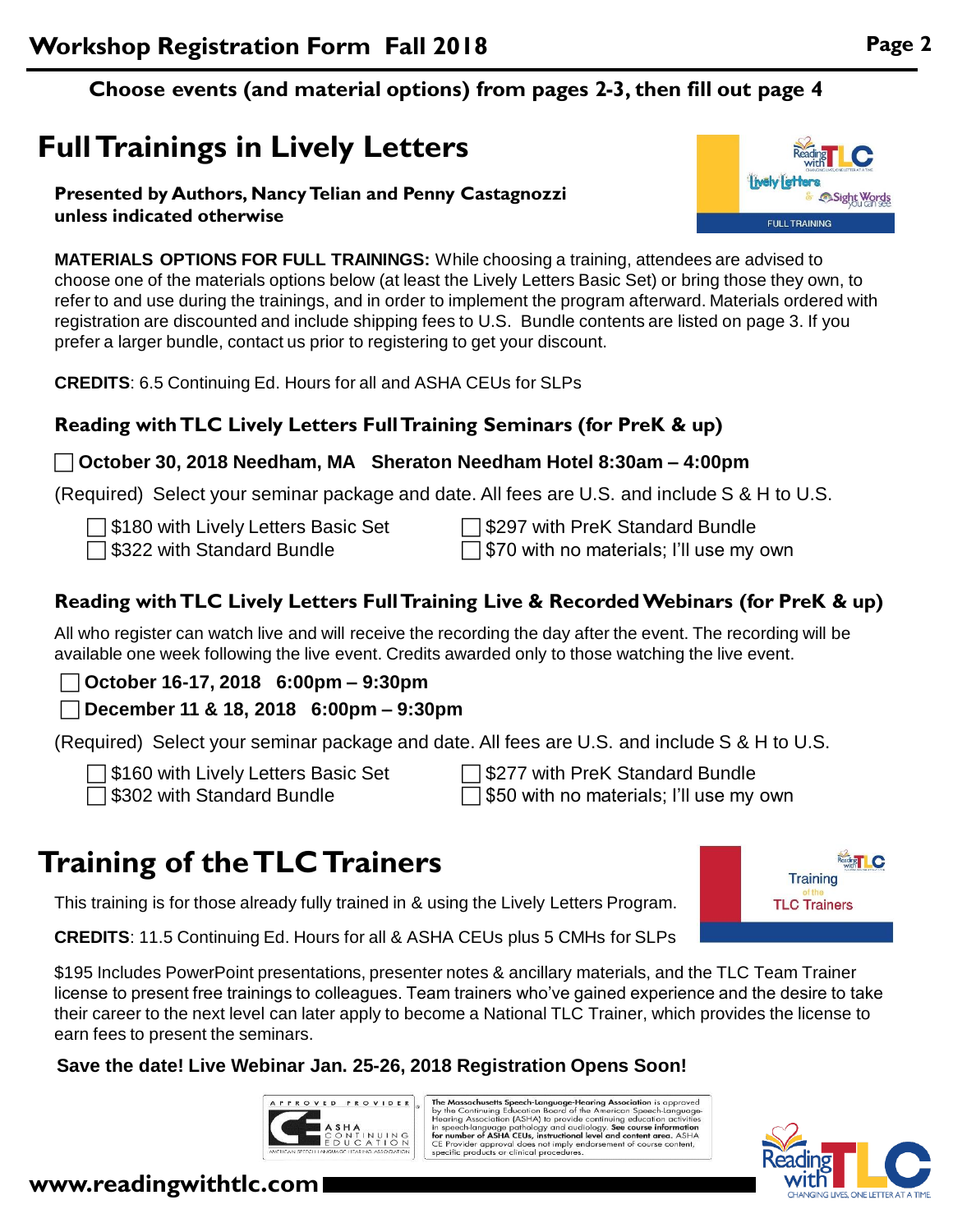# Workshop Registration Form Fall 2018

**Choose events (and material options) from pages 2-3, then fill out page 4**

## Full Trainings in Lively Letters

**Presented by Authors, Nancy Telian and Penny Castagnozzi unless indicated otherwise**

**MATERIALS OPTIONS FOR FULL TRAININGS:** While choosing a training, attendees are advised to choose one of the materials options below (at least the Lively Letters Basic Set) or bring they own, to refer to and use during the trainings, and in order to implement the program afterward. Materials ordered with registration are discounted and include shipping fees to U.S. Bundle contents are listed on page 3. If you prefer a larger bundle, contact us prior to registering to get your discount.

**CREDITS**: 6.5 Continuing Ed. Hours for all and ASHA CEUs for SLPs

### Reading with TLC Lively Letters Full Training Seminars (for PreK & up)

☐ **October 30, 2018 Needham, MA Sheraton Needham Hotel 8:30am – 4:00pm**

(Required) Select your seminar package and date. All fees are U.S. and include S & H to U.S.

- ☐ $180 with Lively Letters Basic Set
- ☐ $297 with PreK Standard Bundle
- ☐ $322 with Standard Bundle
- ☐ $70 with no materials; I'll use my own

### Reading with TLC Lively Letters Full Training Live & Recorded Webinars (for PreK & up)

All who register can watch live and will receive the recording the day after the event. The recording will be available one week following the live event. Credits awarded only to those watching the live event.

☐ **October 16-17, 2018 6:00pm – 9:30pm**

☐ **December 11 & 18, 2018 6:00pm – 9:30pm**

(Required) Select your seminar package and date. All fees are U.S. and include S & H to U.S.

- ☐ $160 with Lively Letters Basic Set
- ☐ $277 with PreK Standard Bundle
- ☐ $302 with Standard Bundle
- ☐ $50 with no materials; I'll use my own

## Training of the TLC Trainers

This training is for those already fully trained in & using the Lively Letters Program.

**CREDITS**: 11.5 Continuing Ed. Hours for all & ASHA CEUs plus 5 CMHs for SLPs

$195 Includes PowerPoint presentations, presenter notes & ancillary materials, and the TLC Team Trainer license to present free trainings to colleagues. Team trainers who've gained experience and the desire to take their career to the next level can later apply to become a National TLC Trainer, which provides the license to earn fees to present the seminars.

**Save the date! Live Webinar Jan. 25-26, 2018 Registration Opens Soon!**

APPROVED PROVIDER — ASHA CONTINUING EDUCATION — AMERICAN SPEECH-LANGUAGE-HEARING ASSOCIATION

The Massachusetts Speech-Language-Hearing Association is approved by the Continuing Education Board of the American Speech-Language-Hearing Association (ASHA) to provide continuing education activities in speech-language pathology and audiology. **See course information for number of ASHA CEUs, instructional level and content area.** ASHA CE Provider approval does not imply endorsement of course content, specific products or clinical procedures.

**www.readingwithtlc.com**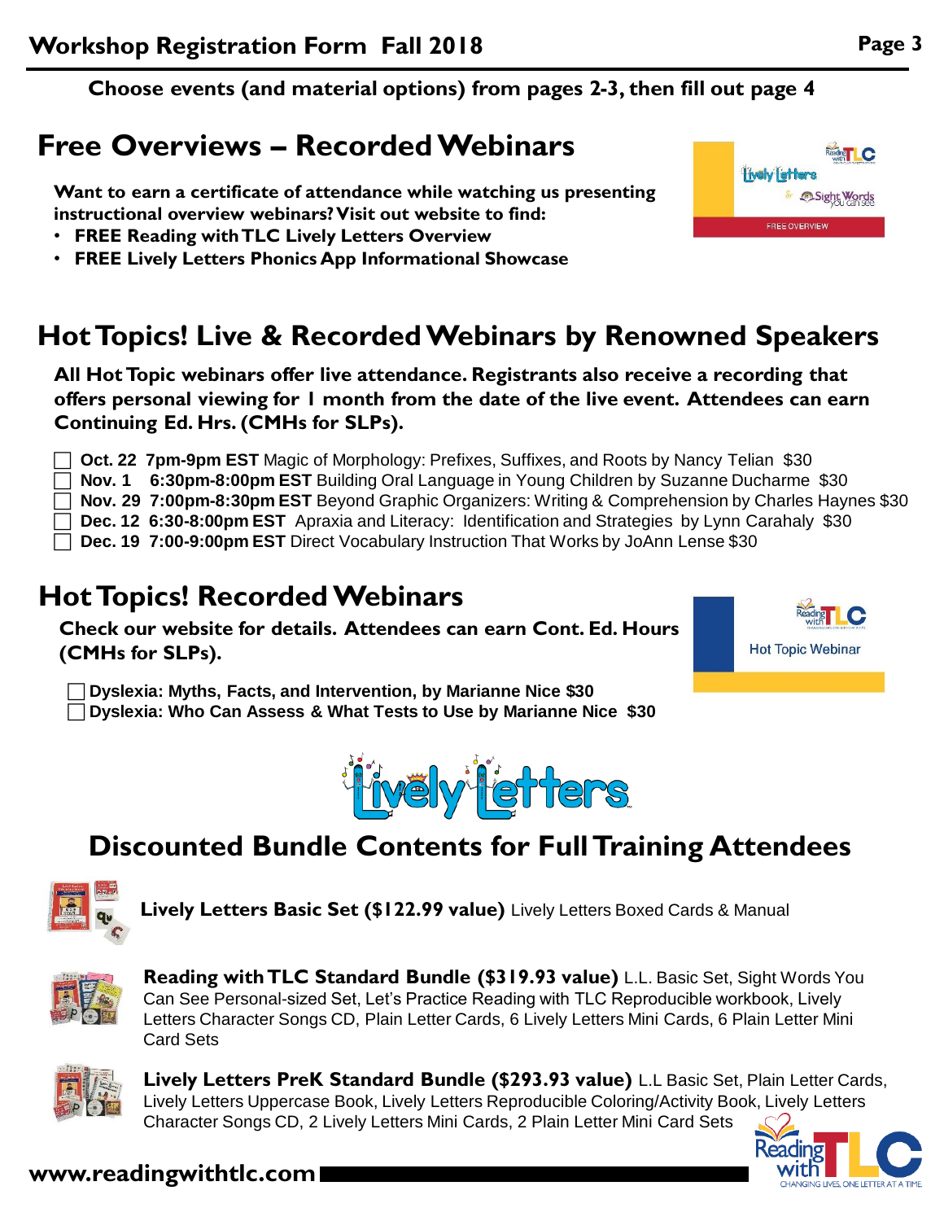## Workshop Registration Form Fall 2018

**Choose events (and material options) from pages 2-3, then fill out page 4**

# Free Overviews – Recorded Webinars

**Want to earn a certificate of attendance while watching us presenting instructional overview webinars? Visit out website to find:**

- **FREE Reading with TLC Lively Letters Overview**
- **FREE Lively Letters Phonics App Informational Showcase**

# Hot Topics! Live & Recorded Webinars by Renowned Speakers

**All Hot Topic webinars offer live attendance. Registrants also receive a recording that offers personal viewing for 1 month from the date of the live event. Attendees can earn Continuing Ed. Hrs. (CMHs for SLPs).**

- ☐ **Oct. 22 7pm-9pm EST** Magic of Morphology: Prefixes, Suffixes, and Roots by Nancy Telian $30
- ☐ **Nov. 1 6:30pm-8:00pm EST** Building Oral Language in Young Children by Suzanne Ducharme $30
- ☐ **Nov. 29 7:00pm-8:30pm EST** Beyond Graphic Organizers: Writing & Comprehension by Charles Haynes $30
- ☐ **Dec. 12 6:30-8:00pm EST** Apraxia and Literacy: Identification and Strategies by Lynn Carahaly $30
- ☐ **Dec. 19 7:00-9:00pm EST** Direct Vocabulary Instruction That Works by JoAnn Lense $30

# Hot Topics! Recorded Webinars

**Check our website for details. Attendees can earn Cont. Ed. Hours (CMHs for SLPs).**

- ☐ **Dyslexia: Myths, Facts, and Intervention, by Marianne Nice $30**
- ☐ **Dyslexia: Who Can Assess & What Tests to Use by Marianne Nice $30**

# Discounted Bundle Contents for Full Training Attendees

**Lively Letters Basic Set ($122.99 value)** Lively Letters Boxed Cards & Manual

**Reading with TLC Standard Bundle ($319.93 value)** L.L. Basic Set, Sight Words You Can See Personal-sized Set, Let's Practice Reading with TLC Reproducible workbook, Lively Letters Character Songs CD, Plain Letter Cards, 6 Lively Letters Mini Cards, 6 Plain Letter Mini Card Sets

**Lively Letters PreK Standard Bundle ($293.93 value)** L.L Basic Set, Plain Letter Cards, Lively Letters Uppercase Book, Lively Letters Reproducible Coloring/Activity Book, Lively Letters Character Songs CD, 2 Lively Letters Mini Cards, 2 Plain Letter Mini Card Sets

**www.readingwithtlc.com**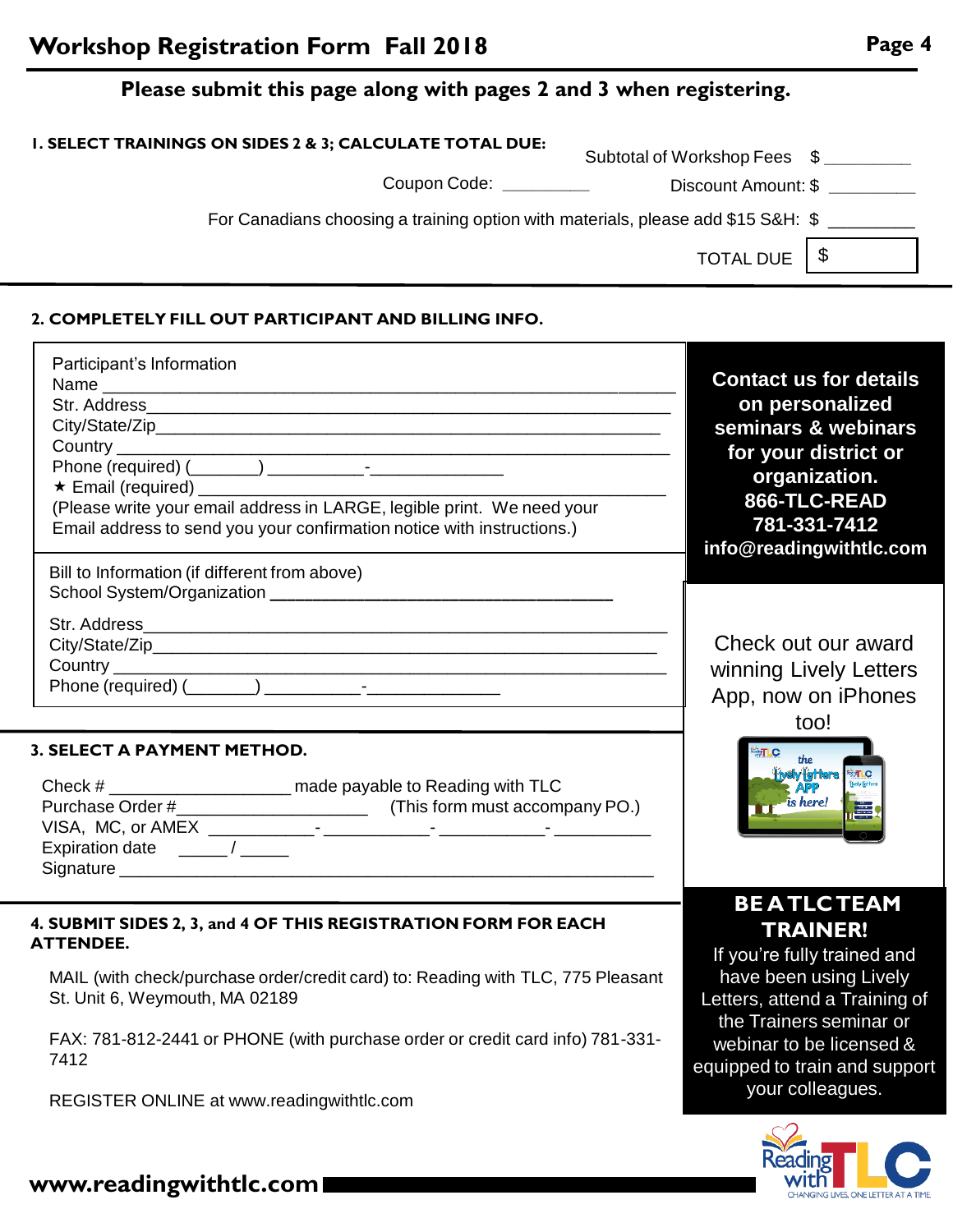# Workshop Registration Form Fall 2018

**Please submit this page along with pages 2 and 3 when registering.**

## 1. SELECT TRAININGS ON SIDES 2 & 3; CALCULATE TOTAL DUE:

Subtotal of Workshop Fees $ _________

Coupon Code: _________ Discount Amount: $ _________

For Canadians choosing a training option with materials, please add $15 S&H: $ _________

TOTAL DUE $

## 2. COMPLETELY FILL OUT PARTICIPANT AND BILLING INFO.

Participant's Information

Name ____________________________________________________________

Str. Address______________________________________________________

City/State/Zip____________________________________________________

Country _________________________________________________________

Phone (required) (_______) __________-______________

★ Email (required) _______________________________________________

(Please write your email address in LARGE, legible print. We need your Email address to send you your confirmation notice with instructions.)

Bill to Information (if different from above)

School System/Organization ___________________________________

Str. Address______________________________________________________

City/State/Zip____________________________________________________

Country _________________________________________________________

Phone (required) (_______) __________-______________

**Contact us for details on personalized seminars & webinars for your district or organization.**
**866-TLC-READ**
**781-331-7412**
**info@readingwithtlc.com**

Check out our award winning Lively Letters App, now on iPhones too!

## 3. SELECT A PAYMENT METHOD.

Check # ____________________ made payable to Reading with TLC

Purchase Order #____________________ (This form must accompany PO.)

VISA, MC, or AMEX ___________-___________-___________-___________

Expiration date _____ / _____

Signature ____________________________________________________________

## 4. SUBMIT SIDES 2, 3, and 4 OF THIS REGISTRATION FORM FOR EACH ATTENDEE.

MAIL (with check/purchase order/credit card) to: Reading with TLC, 775 Pleasant St. Unit 6, Weymouth, MA 02189

FAX: 781-812-2441 or PHONE (with purchase order or credit card info) 781-331-7412

REGISTER ONLINE at www.readingwithtlc.com

**BE A TLC TEAM TRAINER!**

If you're fully trained and have been using Lively Letters, attend a Training of the Trainers seminar or webinar to be licensed & equipped to train and support your colleagues.

Reading with TLC — CHANGING LIVES, ONE LETTER AT A TIME

**www.readingwithtlc.com**